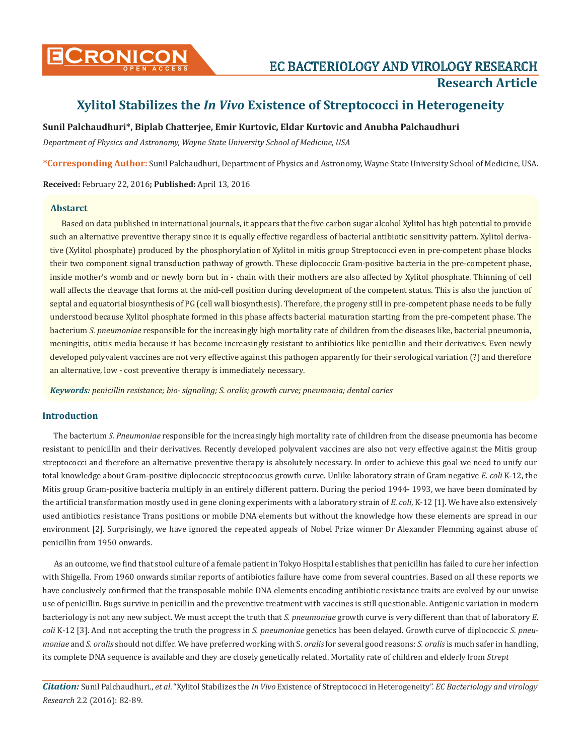# Xylitol Stabilizes the *In Vivo* Existence of Streptococci in Heterogeneity

**Sunil Palchaudhuri*, Biplab Chatterjee, Emir Kurtovic, Eldar Kurtovic and Anubha Palchaudhuri**

*Department of Physics and Astronomy, Wayne State University School of Medicine, USA*

**\*Corresponding Author:** Sunil Palchaudhuri, Department of Physics and Astronomy, Wayne State University School of Medicine, USA.

**Received:** February 22, 2016**; Published:** April 13, 2016

## Abstarct

Based on data published in international journals, it appears that the five carbon sugar alcohol Xylitol has high potential to provide such an alternative preventive therapy since it is equally effective regardless of bacterial antibiotic sensitivity pattern. Xylitol derivative (Xylitol phosphate) produced by the phosphorylation of Xylitol in mitis group Streptococci even in pre-competent phase blocks their two component signal transduction pathway of growth. These diplococcic Gram-positive bacteria in the pre-competent phase, inside mother's womb and or newly born but in - chain with their mothers are also affected by Xylitol phosphate. Thinning of cell wall affects the cleavage that forms at the mid-cell position during development of the competent status. This is also the junction of septal and equatorial biosynthesis of PG (cell wall biosynthesis). Therefore, the progeny still in pre-competent phase needs to be fully understood because Xylitol phosphate formed in this phase affects bacterial maturation starting from the pre-competent phase. The bacterium *S. pneumoniae* responsible for the increasingly high mortality rate of children from the diseases like, bacterial pneumonia, meningitis, otitis media because it has become increasingly resistant to antibiotics like penicillin and their derivatives. Even newly developed polyvalent vaccines are not very effective against this pathogen apparently for their serological variation (?) and therefore an alternative, low - cost preventive therapy is immediately necessary.

***Keywords:*** *penicillin resistance; bio- signaling; S. oralis; growth curve; pneumonia; dental caries*

## Introduction

The bacterium *S. Pneumoniae* responsible for the increasingly high mortality rate of children from the disease pneumonia has become resistant to penicillin and their derivatives. Recently developed polyvalent vaccines are also not very effective against the Mitis group streptococci and therefore an alternative preventive therapy is absolutely necessary. In order to achieve this goal we need to unify our total knowledge about Gram-positive diplococcic streptococcus growth curve. Unlike laboratory strain of Gram negative *E. coli* K-12, the Mitis group Gram-positive bacteria multiply in an entirely different pattern. During the period 1944- 1993, we have been dominated by the artificial transformation mostly used in gene cloning experiments with a laboratory strain of *E. coli*, K-12 [1]. We have also extensively used antibiotics resistance Trans positions or mobile DNA elements but without the knowledge how these elements are spread in our environment [2]. Surprisingly, we have ignored the repeated appeals of Nobel Prize winner Dr Alexander Flemming against abuse of penicillin from 1950 onwards.

As an outcome, we find that stool culture of a female patient in Tokyo Hospital establishes that penicillin has failed to cure her infection with Shigella. From 1960 onwards similar reports of antibiotics failure have come from several countries. Based on all these reports we have conclusively confirmed that the transposable mobile DNA elements encoding antibiotic resistance traits are evolved by our unwise use of penicillin. Bugs survive in penicillin and the preventive treatment with vaccines is still questionable. Antigenic variation in modern bacteriology is not any new subject. We must accept the truth that *S. pneumoniae* growth curve is very different than that of laboratory *E. coli* K-12 [3]. And not accepting the truth the progress in *S. pneumoniae* genetics has been delayed. Growth curve of diplococcic *S. pneumoniae* and *S. oralis* should not differ. We have preferred working with S. *oralis* for several good reasons: *S. oralis* is much safer in handling, its complete DNA sequence is available and they are closely genetically related. Mortality rate of children and elderly from *Strept*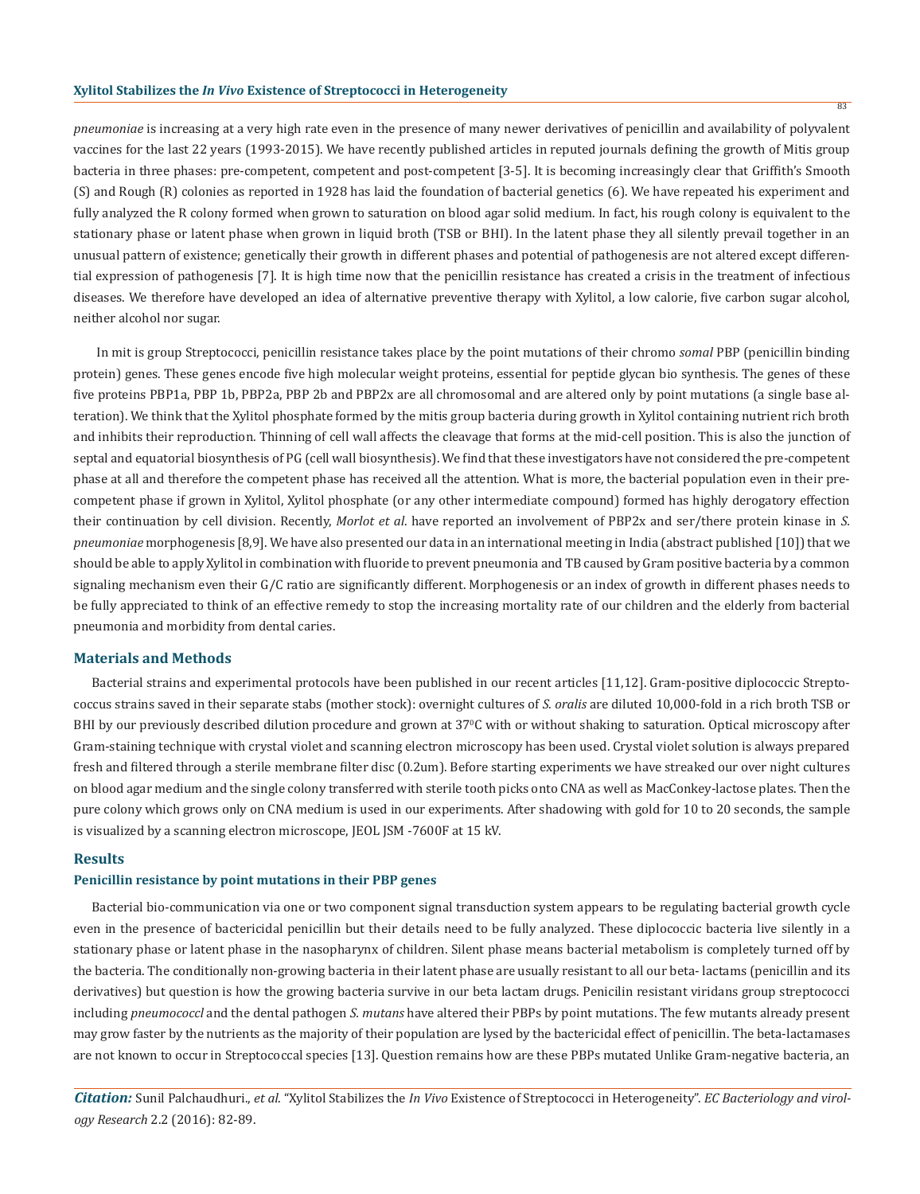*pneumoniae* is increasing at a very high rate even in the presence of many newer derivatives of penicillin and availability of polyvalent vaccines for the last 22 years (1993-2015). We have recently published articles in reputed journals defining the growth of Mitis group bacteria in three phases: pre-competent, competent and post-competent [3-5]. It is becoming increasingly clear that Griffith's Smooth (S) and Rough (R) colonies as reported in 1928 has laid the foundation of bacterial genetics (6). We have repeated his experiment and fully analyzed the R colony formed when grown to saturation on blood agar solid medium. In fact, his rough colony is equivalent to the stationary phase or latent phase when grown in liquid broth (TSB or BHI). In the latent phase they all silently prevail together in an unusual pattern of existence; genetically their growth in different phases and potential of pathogenesis are not altered except differential expression of pathogenesis [7]. It is high time now that the penicillin resistance has created a crisis in the treatment of infectious diseases. We therefore have developed an idea of alternative preventive therapy with Xylitol, a low calorie, five carbon sugar alcohol, neither alcohol nor sugar.

In mit is group Streptococci, penicillin resistance takes place by the point mutations of their chromo *somal* PBP (penicillin binding protein) genes. These genes encode five high molecular weight proteins, essential for peptide glycan bio synthesis. The genes of these five proteins PBP1a, PBP 1b, PBP2a, PBP 2b and PBP2x are all chromosomal and are altered only by point mutations (a single base alteration). We think that the Xylitol phosphate formed by the mitis group bacteria during growth in Xylitol containing nutrient rich broth and inhibits their reproduction. Thinning of cell wall affects the cleavage that forms at the mid-cell position. This is also the junction of septal and equatorial biosynthesis of PG (cell wall biosynthesis). We find that these investigators have not considered the pre-competent phase at all and therefore the competent phase has received all the attention. What is more, the bacterial population even in their pre-competent phase if grown in Xylitol, Xylitol phosphate (or any other intermediate compound) formed has highly derogatory effection their continuation by cell division. Recently, *Morlot et al*. have reported an involvement of PBP2x and ser/there protein kinase in *S. pneumoniae* morphogenesis [8,9]. We have also presented our data in an international meeting in India (abstract published [10]) that we should be able to apply Xylitol in combination with fluoride to prevent pneumonia and TB caused by Gram positive bacteria by a common signaling mechanism even their G/C ratio are significantly different. Morphogenesis or an index of growth in different phases needs to be fully appreciated to think of an effective remedy to stop the increasing mortality rate of our children and the elderly from bacterial pneumonia and morbidity from dental caries.

## Materials and Methods

Bacterial strains and experimental protocols have been published in our recent articles [11,12]. Gram-positive diplococcic Streptococcus strains saved in their separate stabs (mother stock): overnight cultures of *S. oralis* are diluted 10,000-fold in a rich broth TSB or BHI by our previously described dilution procedure and grown at 37$^0$C with or without shaking to saturation. Optical microscopy after Gram-staining technique with crystal violet and scanning electron microscopy has been used. Crystal violet solution is always prepared fresh and filtered through a sterile membrane filter disc (0.2um). Before starting experiments we have streaked our over night cultures on blood agar medium and the single colony transferred with sterile tooth picks onto CNA as well as MacConkey-lactose plates. Then the pure colony which grows only on CNA medium is used in our experiments. After shadowing with gold for 10 to 20 seconds, the sample is visualized by a scanning electron microscope, JEOL JSM -7600F at 15 kV.

## Results

### Penicillin resistance by point mutations in their PBP genes

Bacterial bio-communication via one or two component signal transduction system appears to be regulating bacterial growth cycle even in the presence of bactericidal penicillin but their details need to be fully analyzed. These diplococcic bacteria live silently in a stationary phase or latent phase in the nasopharynx of children. Silent phase means bacterial metabolism is completely turned off by the bacteria. The conditionally non-growing bacteria in their latent phase are usually resistant to all our beta- lactams (penicillin and its derivatives) but question is how the growing bacteria survive in our beta lactam drugs. Penicilin resistant viridans group streptococci including *pneumococcl* and the dental pathogen *S. mutans* have altered their PBPs by point mutations. The few mutants already present may grow faster by the nutrients as the majority of their population are lysed by the bactericidal effect of penicillin. The beta-lactamases are not known to occur in Streptococcal species [13]. Question remains how are these PBPs mutated Unlike Gram-negative bacteria, an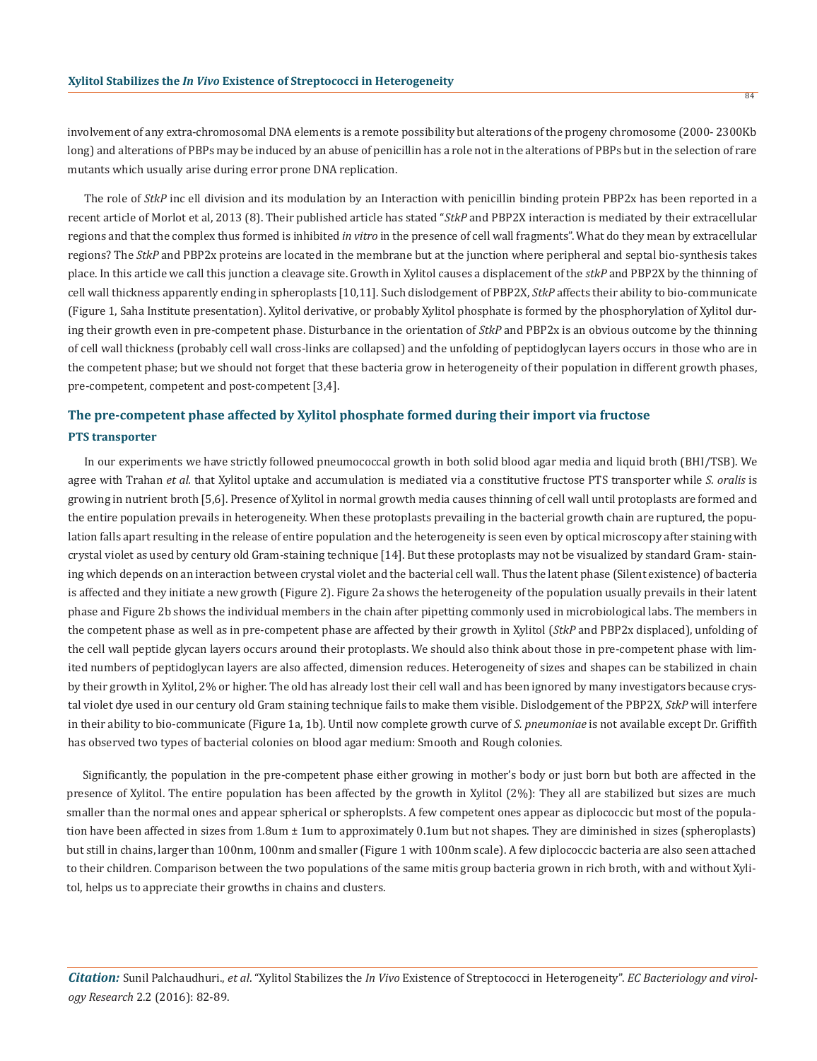involvement of any extra-chromosomal DNA elements is a remote possibility but alterations of the progeny chromosome (2000- 2300Kb long) and alterations of PBPs may be induced by an abuse of penicillin has a role not in the alterations of PBPs but in the selection of rare mutants which usually arise during error prone DNA replication.

The role of *StkP* inc ell division and its modulation by an Interaction with penicillin binding protein PBP2x has been reported in a recent article of Morlot et al, 2013 (8). Their published article has stated "*StkP* and PBP2X interaction is mediated by their extracellular regions and that the complex thus formed is inhibited *in vitro* in the presence of cell wall fragments". What do they mean by extracellular regions? The *StkP* and PBP2x proteins are located in the membrane but at the junction where peripheral and septal bio-synthesis takes place. In this article we call this junction a cleavage site. Growth in Xylitol causes a displacement of the *stkP* and PBP2X by the thinning of cell wall thickness apparently ending in spheroplasts [10,11]. Such dislodgement of PBP2X, *StkP* affects their ability to bio-communicate (Figure 1, Saha Institute presentation). Xylitol derivative, or probably Xylitol phosphate is formed by the phosphorylation of Xylitol during their growth even in pre-competent phase. Disturbance in the orientation of *StkP* and PBP2x is an obvious outcome by the thinning of cell wall thickness (probably cell wall cross-links are collapsed) and the unfolding of peptidoglycan layers occurs in those who are in the competent phase; but we should not forget that these bacteria grow in heterogeneity of their population in different growth phases, pre-competent, competent and post-competent [3,4].

## The pre-competent phase affected by Xylitol phosphate formed during their import via fructose

### PTS transporter

In our experiments we have strictly followed pneumococcal growth in both solid blood agar media and liquid broth (BHI/TSB). We agree with Trahan *et al.* that Xylitol uptake and accumulation is mediated via a constitutive fructose PTS transporter while *S. oralis* is growing in nutrient broth [5,6]. Presence of Xylitol in normal growth media causes thinning of cell wall until protoplasts are formed and the entire population prevails in heterogeneity. When these protoplasts prevailing in the bacterial growth chain are ruptured, the population falls apart resulting in the release of entire population and the heterogeneity is seen even by optical microscopy after staining with crystal violet as used by century old Gram-staining technique [14]. But these protoplasts may not be visualized by standard Gram- staining which depends on an interaction between crystal violet and the bacterial cell wall. Thus the latent phase (Silent existence) of bacteria is affected and they initiate a new growth (Figure 2). Figure 2a shows the heterogeneity of the population usually prevails in their latent phase and Figure 2b shows the individual members in the chain after pipetting commonly used in microbiological labs. The members in the competent phase as well as in pre-competent phase are affected by their growth in Xylitol (*StkP* and PBP2x displaced), unfolding of the cell wall peptide glycan layers occurs around their protoplasts. We should also think about those in pre-competent phase with limited numbers of peptidoglycan layers are also affected, dimension reduces. Heterogeneity of sizes and shapes can be stabilized in chain by their growth in Xylitol, 2% or higher. The old has already lost their cell wall and has been ignored by many investigators because crystal violet dye used in our century old Gram staining technique fails to make them visible. Dislodgement of the PBP2X, *StkP* will interfere in their ability to bio-communicate (Figure 1a, 1b). Until now complete growth curve of *S. pneumoniae* is not available except Dr. Griffith has observed two types of bacterial colonies on blood agar medium: Smooth and Rough colonies.

Significantly, the population in the pre-competent phase either growing in mother's body or just born but both are affected in the presence of Xylitol. The entire population has been affected by the growth in Xylitol (2%): They all are stabilized but sizes are much smaller than the normal ones and appear spherical or spheroplsts. A few competent ones appear as diplococcic but most of the population have been affected in sizes from 1.8um ± 1um to approximately 0.1um but not shapes. They are diminished in sizes (spheroplasts) but still in chains, larger than 100nm, 100nm and smaller (Figure 1 with 100nm scale). A few diplococcic bacteria are also seen attached to their children. Comparison between the two populations of the same mitis group bacteria grown in rich broth, with and without Xylitol, helps us to appreciate their growths in chains and clusters.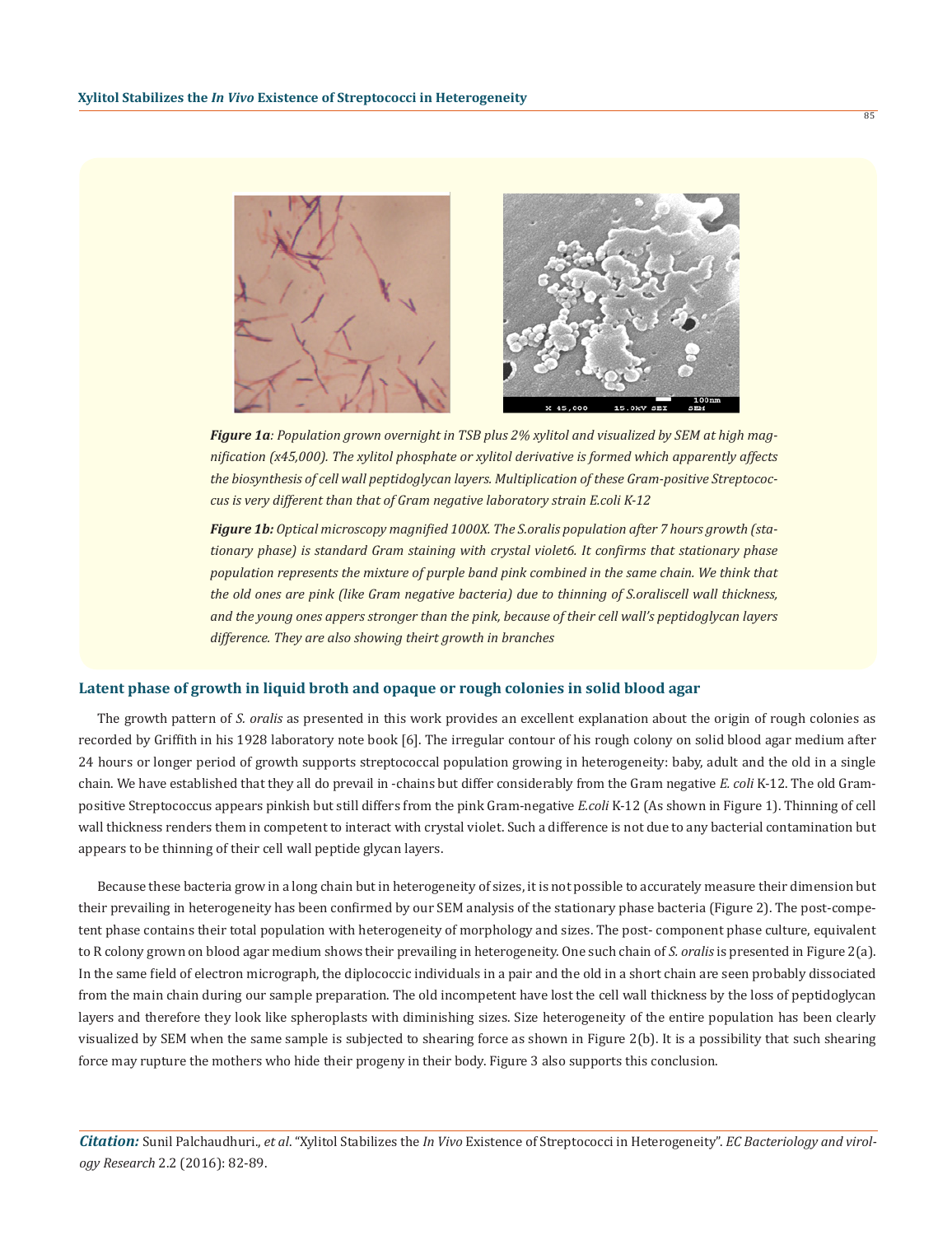*Figure 1a: Population grown overnight in TSB plus 2% xylitol and visualized by SEM at high magnification (x45,000). The xylitol phosphate or xylitol derivative is formed which apparently affects the biosynthesis of cell wall peptidoglycan layers. Multiplication of these Gram-positive Streptococcus is very different than that of Gram negative laboratory strain E.coli K-12*

*Figure 1b: Optical microscopy magnified 1000X. The S.oralis population after 7 hours growth (stationary phase) is standard Gram staining with crystal violet6. It confirms that stationary phase population represents the mixture of purple band pink combined in the same chain. We think that the old ones are pink (like Gram negative bacteria) due to thinning of S.oraliscell wall thickness, and the young ones appers stronger than the pink, because of their cell wall's peptidoglycan layers difference. They are also showing theirt growth in branches*

## Latent phase of growth in liquid broth and opaque or rough colonies in solid blood agar

The growth pattern of *S. oralis* as presented in this work provides an excellent explanation about the origin of rough colonies as recorded by Griffith in his 1928 laboratory note book [6]. The irregular contour of his rough colony on solid blood agar medium after 24 hours or longer period of growth supports streptococcal population growing in heterogeneity: baby, adult and the old in a single chain. We have established that they all do prevail in -chains but differ considerably from the Gram negative *E. coli* K-12. The old Gram-positive Streptococcus appears pinkish but still differs from the pink Gram-negative *E.coli* K-12 (As shown in Figure 1). Thinning of cell wall thickness renders them in competent to interact with crystal violet. Such a difference is not due to any bacterial contamination but appears to be thinning of their cell wall peptide glycan layers.

Because these bacteria grow in a long chain but in heterogeneity of sizes, it is not possible to accurately measure their dimension but their prevailing in heterogeneity has been confirmed by our SEM analysis of the stationary phase bacteria (Figure 2). The post-competent phase contains their total population with heterogeneity of morphology and sizes. The post- component phase culture, equivalent to R colony grown on blood agar medium shows their prevailing in heterogeneity. One such chain of *S. oralis* is presented in Figure 2(a). In the same field of electron micrograph, the diplococcic individuals in a pair and the old in a short chain are seen probably dissociated from the main chain during our sample preparation. The old incompetent have lost the cell wall thickness by the loss of peptidoglycan layers and therefore they look like spheroplasts with diminishing sizes. Size heterogeneity of the entire population has been clearly visualized by SEM when the same sample is subjected to shearing force as shown in Figure 2(b). It is a possibility that such shearing force may rupture the mothers who hide their progeny in their body. Figure 3 also supports this conclusion.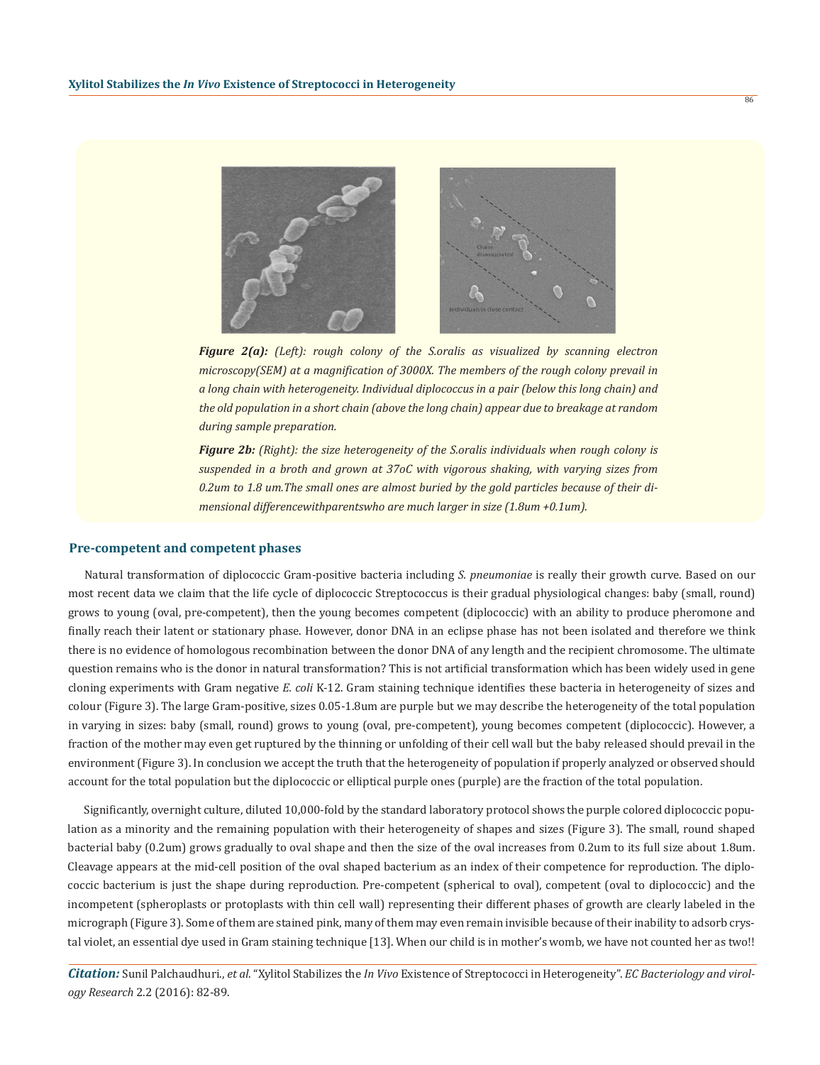*Figure 2(a): (Left): rough colony of the S.oralis as visualized by scanning electron microscopy(SEM) at a magnification of 3000X. The members of the rough colony prevail in a long chain with heterogeneity. Individual diplococcus in a pair (below this long chain) and the old population in a short chain (above the long chain) appear due to breakage at random during sample preparation.*

*Figure 2b: (Right): the size heterogeneity of the S.oralis individuals when rough colony is suspended in a broth and grown at 37oC with vigorous shaking, with varying sizes from 0.2um to 1.8 um.The small ones are almost buried by the gold particles because of their dimensional differencewithparentswho are much larger in size (1.8um +0.1um).*

## Pre-competent and competent phases

Natural transformation of diplococcic Gram-positive bacteria including *S. pneumoniae* is really their growth curve. Based on our most recent data we claim that the life cycle of diplococcic Streptococcus is their gradual physiological changes: baby (small, round) grows to young (oval, pre-competent), then the young becomes competent (diplococcic) with an ability to produce pheromone and finally reach their latent or stationary phase. However, donor DNA in an eclipse phase has not been isolated and therefore we think there is no evidence of homologous recombination between the donor DNA of any length and the recipient chromosome. The ultimate question remains who is the donor in natural transformation? This is not artificial transformation which has been widely used in gene cloning experiments with Gram negative *E. coli* K-12. Gram staining technique identifies these bacteria in heterogeneity of sizes and colour (Figure 3). The large Gram-positive, sizes 0.05-1.8um are purple but we may describe the heterogeneity of the total population in varying in sizes: baby (small, round) grows to young (oval, pre-competent), young becomes competent (diplococcic). However, a fraction of the mother may even get ruptured by the thinning or unfolding of their cell wall but the baby released should prevail in the environment (Figure 3). In conclusion we accept the truth that the heterogeneity of population if properly analyzed or observed should account for the total population but the diplococcic or elliptical purple ones (purple) are the fraction of the total population.

Significantly, overnight culture, diluted 10,000-fold by the standard laboratory protocol shows the purple colored diplococcic population as a minority and the remaining population with their heterogeneity of shapes and sizes (Figure 3). The small, round shaped bacterial baby (0.2um) grows gradually to oval shape and then the size of the oval increases from 0.2um to its full size about 1.8um. Cleavage appears at the mid-cell position of the oval shaped bacterium as an index of their competence for reproduction. The diplococcic bacterium is just the shape during reproduction. Pre-competent (spherical to oval), competent (oval to diplococcic) and the incompetent (spheroplasts or protoplasts with thin cell wall) representing their different phases of growth are clearly labeled in the micrograph (Figure 3). Some of them are stained pink, many of them may even remain invisible because of their inability to adsorb crystal violet, an essential dye used in Gram staining technique [13]. When our child is in mother's womb, we have not counted her as two!!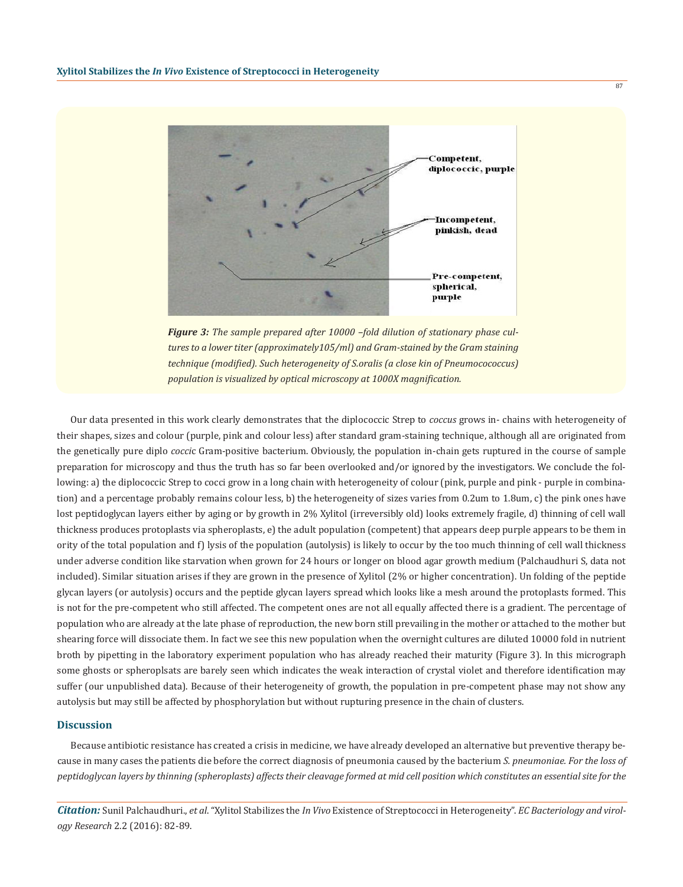Competent, diplococcic, purple

Incompetent, pinkish, dead

Pre-competent, spherical, purple

***Figure 3:*** *The sample prepared after 10000 –fold dilution of stationary phase cultures to a lower titer (approximately105/ml) and Gram-stained by the Gram staining technique (modified). Such heterogeneity of S.oralis (a close kin of Pneumocococcus) population is visualized by optical microscopy at 1000X magnification.*

Our data presented in this work clearly demonstrates that the diplococcic Strep to *coccus* grows in- chains with heterogeneity of their shapes, sizes and colour (purple, pink and colour less) after standard gram-staining technique, although all are originated from the genetically pure diplo *coccic* Gram-positive bacterium. Obviously, the population in-chain gets ruptured in the course of sample preparation for microscopy and thus the truth has so far been overlooked and/or ignored by the investigators. We conclude the following: a) the diplococcic Strep to cocci grow in a long chain with heterogeneity of colour (pink, purple and pink - purple in combination) and a percentage probably remains colour less, b) the heterogeneity of sizes varies from 0.2um to 1.8um, c) the pink ones have lost peptidoglycan layers either by aging or by growth in 2% Xylitol (irreversibly old) looks extremely fragile, d) thinning of cell wall thickness produces protoplasts via spheroplasts, e) the adult population (competent) that appears deep purple appears to be them in ority of the total population and f) lysis of the population (autolysis) is likely to occur by the too much thinning of cell wall thickness under adverse condition like starvation when grown for 24 hours or longer on blood agar growth medium (Palchaudhuri S, data not included). Similar situation arises if they are grown in the presence of Xylitol (2% or higher concentration). Un folding of the peptide glycan layers (or autolysis) occurs and the peptide glycan layers spread which looks like a mesh around the protoplasts formed. This is not for the pre-competent who still affected. The competent ones are not all equally affected there is a gradient. The percentage of population who are already at the late phase of reproduction, the new born still prevailing in the mother or attached to the mother but shearing force will dissociate them. In fact we see this new population when the overnight cultures are diluted 10000 fold in nutrient broth by pipetting in the laboratory experiment population who has already reached their maturity (Figure 3). In this micrograph some ghosts or spheroplsats are barely seen which indicates the weak interaction of crystal violet and therefore identification may suffer (our unpublished data). Because of their heterogeneity of growth, the population in pre-competent phase may not show any autolysis but may still be affected by phosphorylation but without rupturing presence in the chain of clusters.

## Discussion

Because antibiotic resistance has created a crisis in medicine, we have already developed an alternative but preventive therapy because in many cases the patients die before the correct diagnosis of pneumonia caused by the bacterium *S. pneumoniae. For the loss of peptidoglycan layers by thinning (spheroplasts) affects their cleavage formed at mid cell position which constitutes an essential site for the*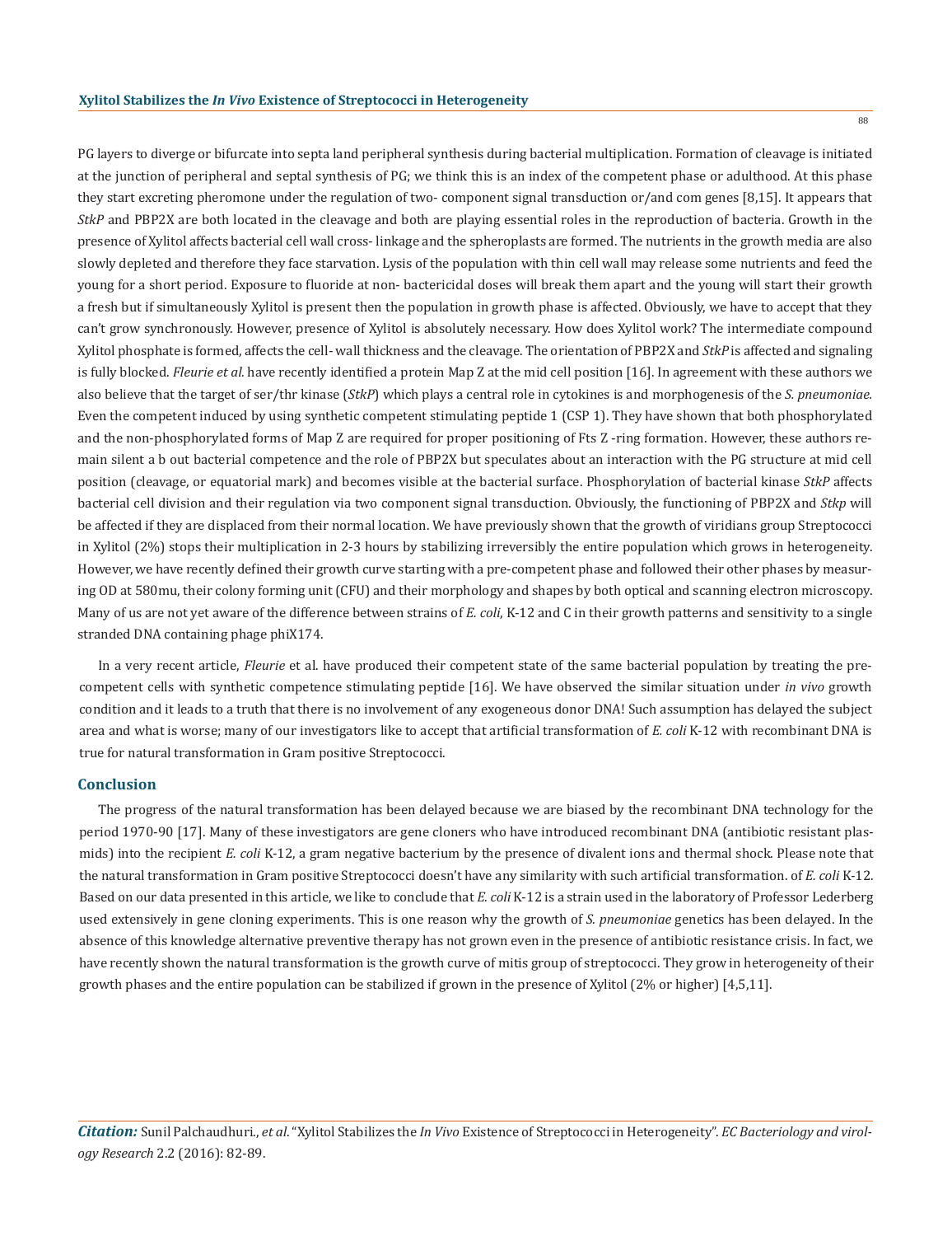PG layers to diverge or bifurcate into septa land peripheral synthesis during bacterial multiplication. Formation of cleavage is initiated at the junction of peripheral and septal synthesis of PG; we think this is an index of the competent phase or adulthood. At this phase they start excreting pheromone under the regulation of two- component signal transduction or/and com genes [8,15]. It appears that *StkP* and PBP2X are both located in the cleavage and both are playing essential roles in the reproduction of bacteria. Growth in the presence of Xylitol affects bacterial cell wall cross- linkage and the spheroplasts are formed. The nutrients in the growth media are also slowly depleted and therefore they face starvation. Lysis of the population with thin cell wall may release some nutrients and feed the young for a short period. Exposure to fluoride at non- bactericidal doses will break them apart and the young will start their growth a fresh but if simultaneously Xylitol is present then the population in growth phase is affected. Obviously, we have to accept that they can't grow synchronously. However, presence of Xylitol is absolutely necessary. How does Xylitol work? The intermediate compound Xylitol phosphate is formed, affects the cell- wall thickness and the cleavage. The orientation of PBP2X and *StkP* is affected and signaling is fully blocked. *Fleurie et al.* have recently identified a protein Map Z at the mid cell position [16]. In agreement with these authors we also believe that the target of ser/thr kinase (*StkP*) which plays a central role in cytokines is and morphogenesis of the *S. pneumoniae*. Even the competent induced by using synthetic competent stimulating peptide 1 (CSP 1). They have shown that both phosphorylated and the non-phosphorylated forms of Map Z are required for proper positioning of Fts Z -ring formation. However, these authors remain silent a b out bacterial competence and the role of PBP2X but speculates about an interaction with the PG structure at mid cell position (cleavage, or equatorial mark) and becomes visible at the bacterial surface. Phosphorylation of bacterial kinase *StkP* affects bacterial cell division and their regulation via two component signal transduction. Obviously, the functioning of PBP2X and *Stkp* will be affected if they are displaced from their normal location. We have previously shown that the growth of viridians group Streptococci in Xylitol (2%) stops their multiplication in 2-3 hours by stabilizing irreversibly the entire population which grows in heterogeneity. However, we have recently defined their growth curve starting with a pre-competent phase and followed their other phases by measuring OD at 580mu, their colony forming unit (CFU) and their morphology and shapes by both optical and scanning electron microscopy. Many of us are not yet aware of the difference between strains of *E. coli*, K-12 and C in their growth patterns and sensitivity to a single stranded DNA containing phage phiX174.

In a very recent article, *Fleurie* et al. have produced their competent state of the same bacterial population by treating the pre-competent cells with synthetic competence stimulating peptide [16]. We have observed the similar situation under *in vivo* growth condition and it leads to a truth that there is no involvement of any exogeneous donor DNA! Such assumption has delayed the subject area and what is worse; many of our investigators like to accept that artificial transformation of *E. coli* K-12 with recombinant DNA is true for natural transformation in Gram positive Streptococci.

## Conclusion

The progress of the natural transformation has been delayed because we are biased by the recombinant DNA technology for the period 1970-90 [17]. Many of these investigators are gene cloners who have introduced recombinant DNA (antibiotic resistant plasmids) into the recipient *E. coli* K-12, a gram negative bacterium by the presence of divalent ions and thermal shock. Please note that the natural transformation in Gram positive Streptococci doesn't have any similarity with such artificial transformation. of *E. coli* K-12. Based on our data presented in this article, we like to conclude that *E. coli* K-12 is a strain used in the laboratory of Professor Lederberg used extensively in gene cloning experiments. This is one reason why the growth of *S. pneumoniae* genetics has been delayed. In the absence of this knowledge alternative preventive therapy has not grown even in the presence of antibiotic resistance crisis. In fact, we have recently shown the natural transformation is the growth curve of mitis group of streptococci. They grow in heterogeneity of their growth phases and the entire population can be stabilized if grown in the presence of Xylitol (2% or higher) [4,5,11].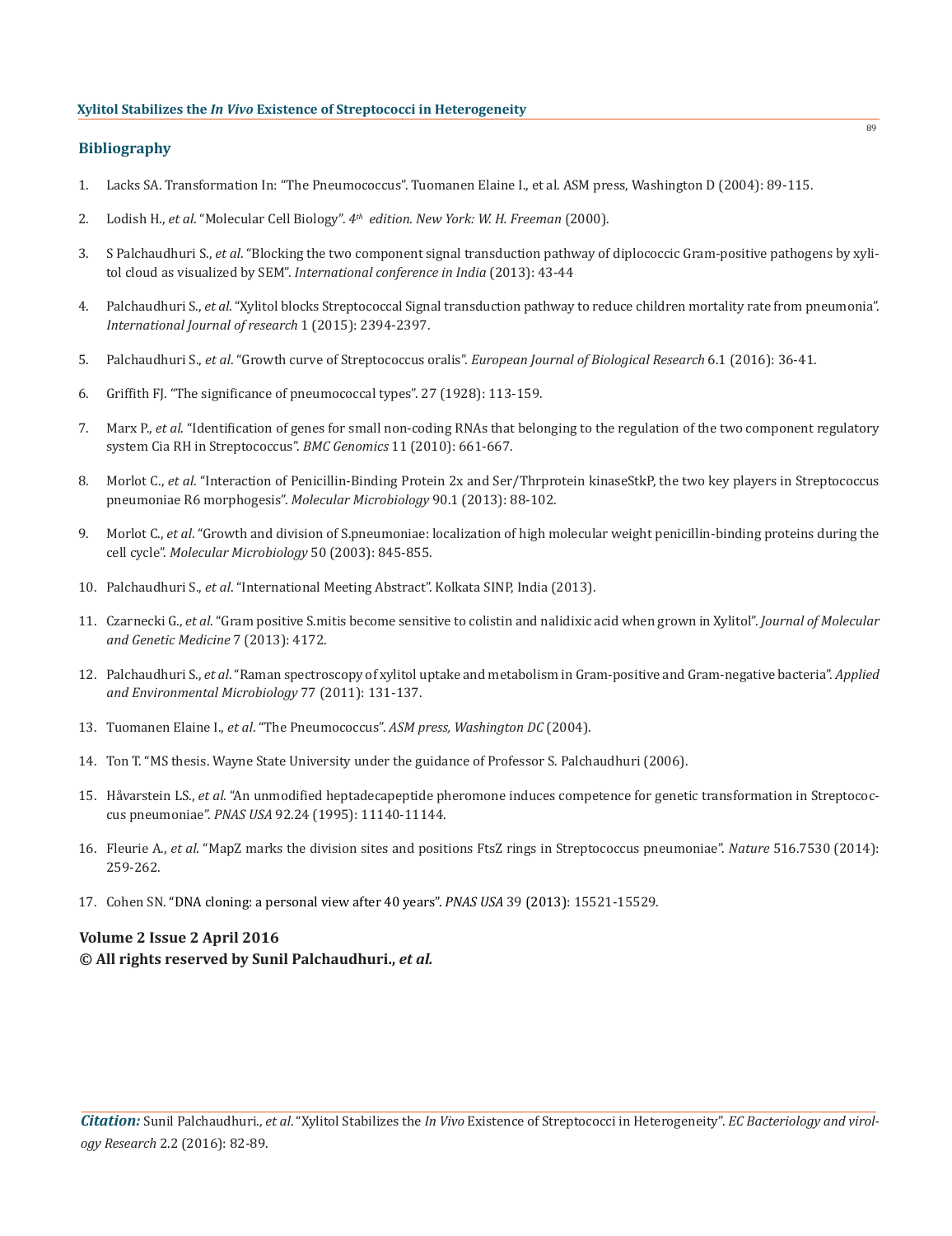## Bibliography

1. Lacks SA. Transformation In: "The Pneumococcus". Tuomanen Elaine I., et al. ASM press, Washington D (2004): 89-115.
2. Lodish H., *et al*. "Molecular Cell Biology". *4th edition. New York: W. H. Freeman* (2000).
3. S Palchaudhuri S., *et al*. "Blocking the two component signal transduction pathway of diplococcic Gram-positive pathogens by xylitol cloud as visualized by SEM". *International conference in India* (2013): 43-44
4. Palchaudhuri S., *et al*. "Xylitol blocks Streptococcal Signal transduction pathway to reduce children mortality rate from pneumonia". *International Journal of research* 1 (2015): 2394-2397.
5. Palchaudhuri S., *et al*. "Growth curve of Streptococcus oralis". *European Journal of Biological Research* 6.1 (2016): 36-41.
6. Griffith FJ. "The significance of pneumococcal types". 27 (1928): 113-159.
7. Marx P., *et al*. "Identification of genes for small non-coding RNAs that belonging to the regulation of the two component regulatory system Cia RH in Streptococcus". *BMC Genomics* 11 (2010): 661-667.
8. Morlot C., *et al*. "Interaction of Penicillin-Binding Protein 2x and Ser/Thrprotein kinaseStkP, the two key players in Streptococcus pneumoniae R6 morphogesis". *Molecular Microbiology* 90.1 (2013): 88-102.
9. Morlot C., *et al*. "Growth and division of S.pneumoniae: localization of high molecular weight penicillin-binding proteins during the cell cycle". *Molecular Microbiology* 50 (2003): 845-855.
10. Palchaudhuri S., *et al*. "International Meeting Abstract". Kolkata SINP, India (2013).
11. Czarnecki G., *et al*. "Gram positive S.mitis become sensitive to colistin and nalidixic acid when grown in Xylitol". *Journal of Molecular and Genetic Medicine* 7 (2013): 4172.
12. Palchaudhuri S., *et al*. "Raman spectroscopy of xylitol uptake and metabolism in Gram-positive and Gram-negative bacteria". *Applied and Environmental Microbiology* 77 (2011): 131-137.
13. Tuomanen Elaine I., *et al*. "The Pneumococcus". *ASM press, Washington DC* (2004).
14. Ton T. "MS thesis. Wayne State University under the guidance of Professor S. Palchaudhuri (2006).
15. Håvarstein LS., *et al*. "An unmodified heptadecapeptide pheromone induces competence for genetic transformation in Streptococcus pneumoniae". *PNAS USA* 92.24 (1995): 11140-11144.
16. Fleurie A., *et al*. "MapZ marks the division sites and positions FtsZ rings in Streptococcus pneumoniae". *Nature* 516.7530 (2014): 259-262.
17. Cohen SN. "DNA cloning: a personal view after 40 years". *PNAS USA* 39 (2013): 15521-15529.

**Volume 2 Issue 2 April 2016**
**© All rights reserved by Sunil Palchaudhuri., *et al.***